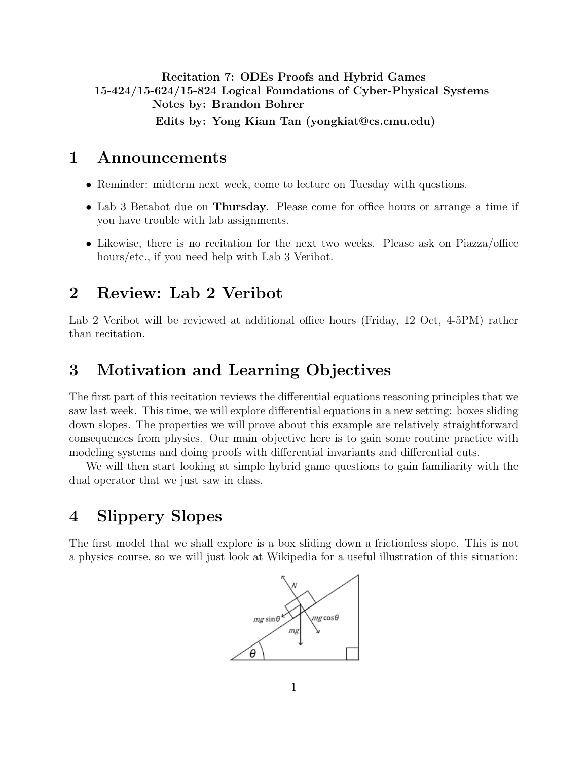**Recitation 7: ODEs Proofs and Hybrid Games**
**15-424/15-624/15-824 Logical Foundations of Cyber-Physical Systems**
**Notes by: Brandon Bohrer**
**Edits by: Yong Kiam Tan (yongkiat@cs.cmu.edu)**

# 1 Announcements

- Reminder: midterm next week, come to lecture on Tuesday with questions.
- Lab 3 Betabot due on **Thursday**. Please come for office hours or arrange a time if you have trouble with lab assignments.
- Likewise, there is no recitation for the next two weeks. Please ask on Piazza/office hours/etc., if you need help with Lab 3 Veribot.

# 2 Review: Lab 2 Veribot

Lab 2 Veribot will be reviewed at additional office hours (Friday, 12 Oct, 4-5PM) rather than recitation.

# 3 Motivation and Learning Objectives

The first part of this recitation reviews the differential equations reasoning principles that we saw last week. This time, we will explore differential equations in a new setting: boxes sliding down slopes. The properties we will prove about this example are relatively straightforward consequences from physics. Our main objective here is to gain some routine practice with modeling systems and doing proofs with differential invariants and differential cuts.

We will then start looking at simple hybrid game questions to gain familiarity with the dual operator that we just saw in class.

# 4 Slippery Slopes

The first model that we shall explore is a box sliding down a frictionless slope. This is not a physics course, so we will just look at Wikipedia for a useful illustration of this situation: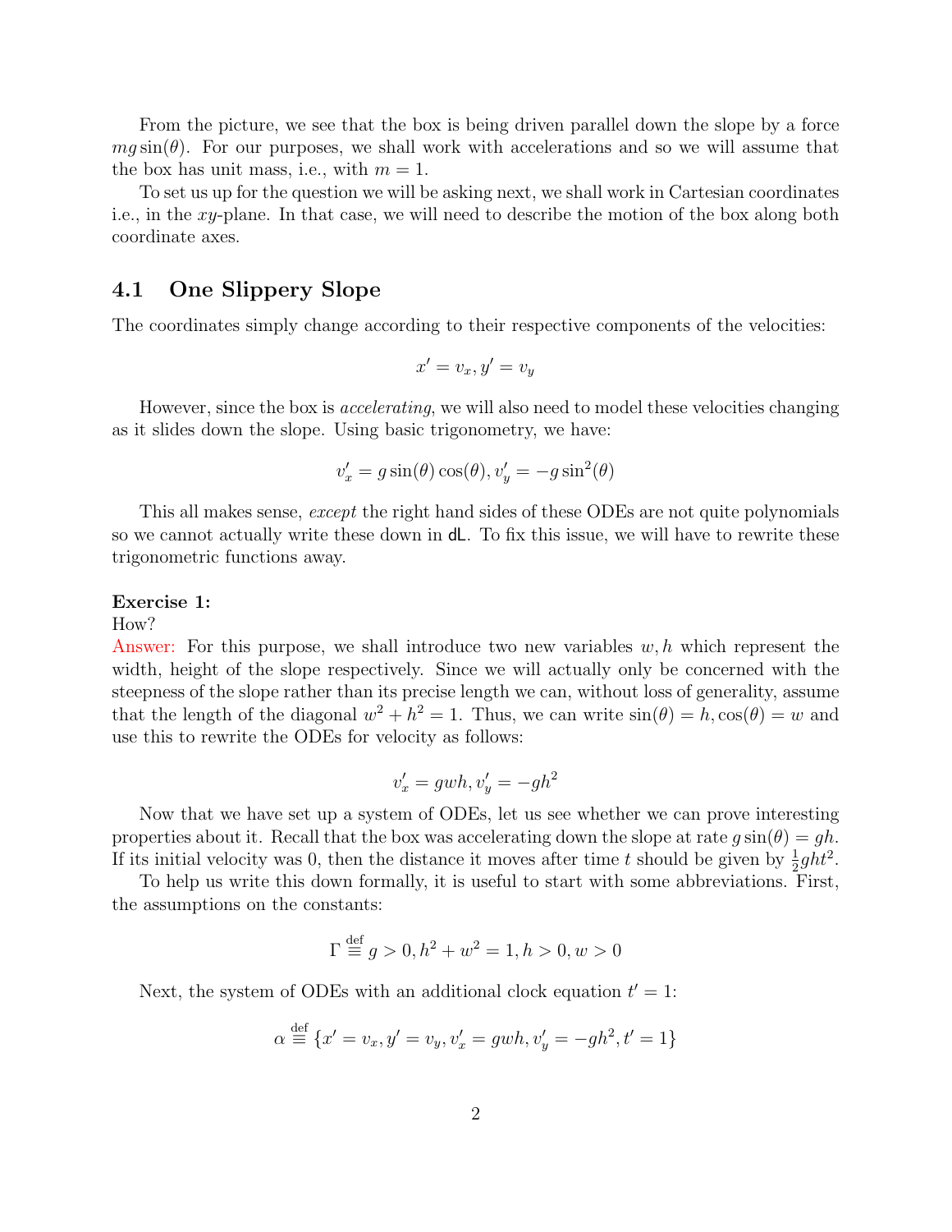From the picture, we see that the box is being driven parallel down the slope by a force $mg\sin(\theta)$. For our purposes, we shall work with accelerations and so we will assume that the box has unit mass, i.e., with $m = 1$.

To set us up for the question we will be asking next, we shall work in Cartesian coordinates i.e., in the $xy$-plane. In that case, we will need to describe the motion of the box along both coordinate axes.

## 4.1 One Slippery Slope

The coordinates simply change according to their respective components of the velocities:

$$x' = v_x, y' = v_y$$

However, since the box is *accelerating*, we will also need to model these velocities changing as it slides down the slope. Using basic trigonometry, we have:

$$v_x' = g\sin(\theta)\cos(\theta), v_y' = -g\sin^2(\theta)$$

This all makes sense, *except* the right hand sides of these ODEs are not quite polynomials so we cannot actually write these down in dL. To fix this issue, we will have to rewrite these trigonometric functions away.

**Exercise 1:**
How?
Answer: For this purpose, we shall introduce two new variables $w, h$ which represent the width, height of the slope respectively. Since we will actually only be concerned with the steepness of the slope rather than its precise length we can, without loss of generality, assume that the length of the diagonal $w^2 + h^2 = 1$. Thus, we can write $\sin(\theta) = h, \cos(\theta) = w$ and use this to rewrite the ODEs for velocity as follows:

$$v_x' = gwh, v_y' = -gh^2$$

Now that we have set up a system of ODEs, let us see whether we can prove interesting properties about it. Recall that the box was accelerating down the slope at rate $g\sin(\theta) = gh$. If its initial velocity was 0, then the distance it moves after time $t$ should be given by $\frac{1}{2}ght^2$.

To help us write this down formally, it is useful to start with some abbreviations. First, the assumptions on the constants:

$$\Gamma \stackrel{\text{def}}{\equiv} g > 0, h^2 + w^2 = 1, h > 0, w > 0$$

Next, the system of ODEs with an additional clock equation $t' = 1$:

$$\alpha \stackrel{\text{def}}{\equiv} \{x' = v_x, y' = v_y, v_x' = gwh, v_y' = -gh^2, t' = 1\}$$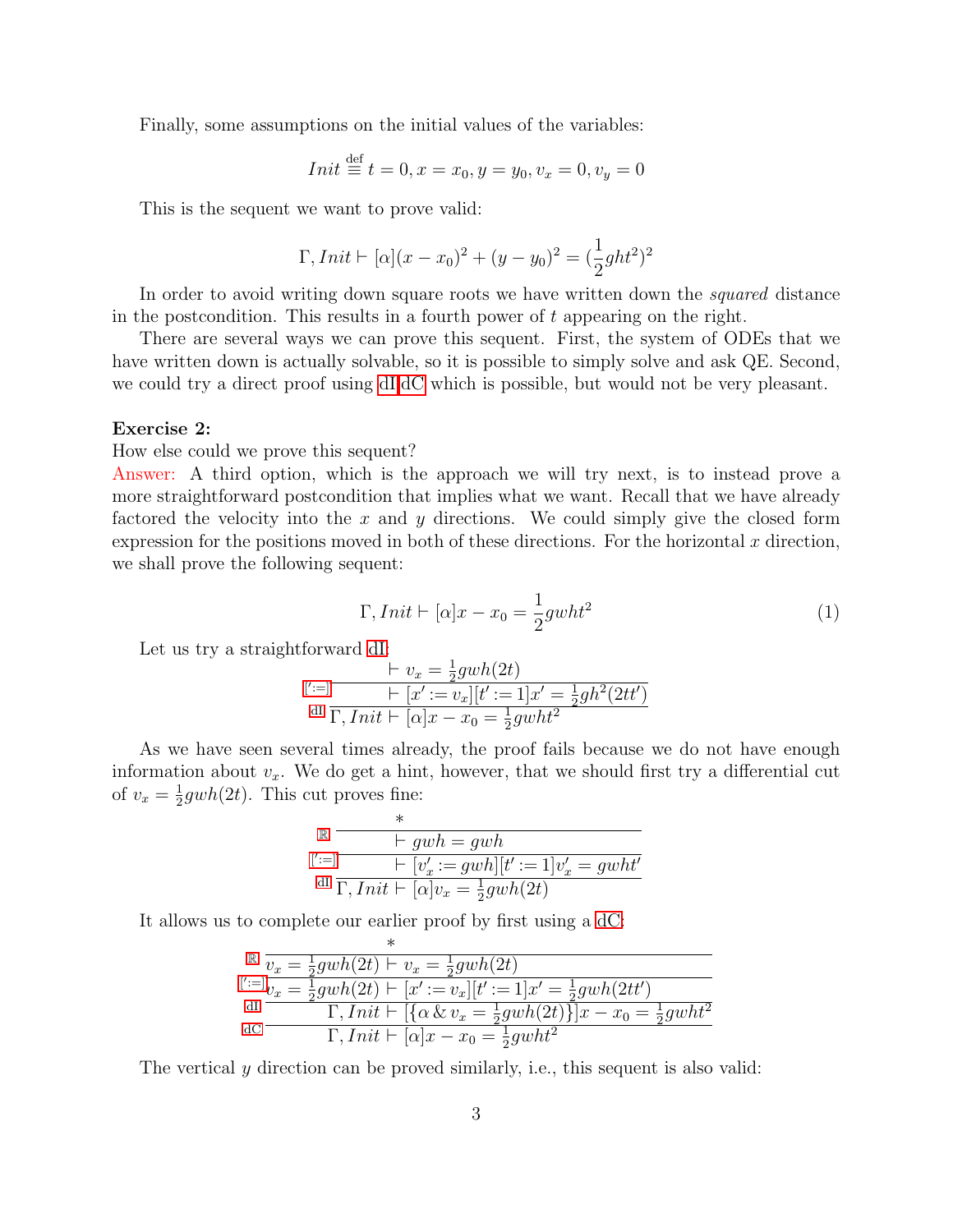Finally, some assumptions on the initial values of the variables:

$$Init \stackrel{\text{def}}{\equiv} t = 0, x = x_0, y = y_0, v_x = 0, v_y = 0$$

This is the sequent we want to prove valid:

$$\Gamma, Init \vdash [\alpha](x - x_0)^2 + (y - y_0)^2 = (\frac{1}{2}ght^2)^2$$

In order to avoid writing down square roots we have written down the *squared* distance in the postcondition. This results in a fourth power of $t$ appearing on the right.

There are several ways we can prove this sequent. First, the system of ODEs that we have written down is actually solvable, so it is possible to simply solve and ask QE. Second, we could try a direct proof using dI dC which is possible, but would not be very pleasant.

**Exercise 2:**
How else could we prove this sequent?
Answer: A third option, which is the approach we will try next, is to instead prove a more straightforward postcondition that implies what we want. Recall that we have already factored the velocity into the $x$ and $y$ directions. We could simply give the closed form expression for the positions moved in both of these directions. For the horizontal $x$ direction, we shall prove the following sequent:

$$\Gamma, Init \vdash [\alpha]x - x_0 = \frac{1}{2}gwht^2 \tag{1}$$

Let us try a straightforward dI:

$$\dfrac{\dfrac{\vdash v_x = \frac{1}{2}gwh(2t)}{\vdash [x' := v_x][t' := 1]x' = \frac{1}{2}gh^2(2tt')}\,['{:=}]}{\Gamma, Init \vdash [\alpha]x - x_0 = \frac{1}{2}gwht^2}\,\text{dI}$$

As we have seen several times already, the proof fails because we do not have enough information about $v_x$. We do get a hint, however, that we should first try a differential cut of $v_x = \frac{1}{2}gwh(2t)$. This cut proves fine:

$$\dfrac{\dfrac{\dfrac{*}{\vdash gwh = gwh}\,\mathbb{R}}{\vdash [v_x' := gwh][t' := 1]v_x' = gwht'}\,['{:=}]}{\Gamma, Init \vdash [\alpha]v_x = \frac{1}{2}gwh(2t)}\,\text{dI}$$

It allows us to complete our earlier proof by first using a dC:

$$\dfrac{\dfrac{\dfrac{\dfrac{*}{v_x = \frac{1}{2}gwh(2t) \vdash v_x = \frac{1}{2}gwh(2t)}\,\mathbb{R}}{v_x = \frac{1}{2}gwh(2t) \vdash [x' := v_x][t' := 1]x' = \frac{1}{2}gwh(2tt')}\,['{:=}]}{\Gamma, Init \vdash [\{\alpha \,\&\, v_x = \frac{1}{2}gwh(2t)\}]x - x_0 = \frac{1}{2}gwht^2}\,\text{dI}}{\Gamma, Init \vdash [\alpha]x - x_0 = \frac{1}{2}gwht^2}\,\text{dC}$$

The vertical $y$ direction can be proved similarly, i.e., this sequent is also valid: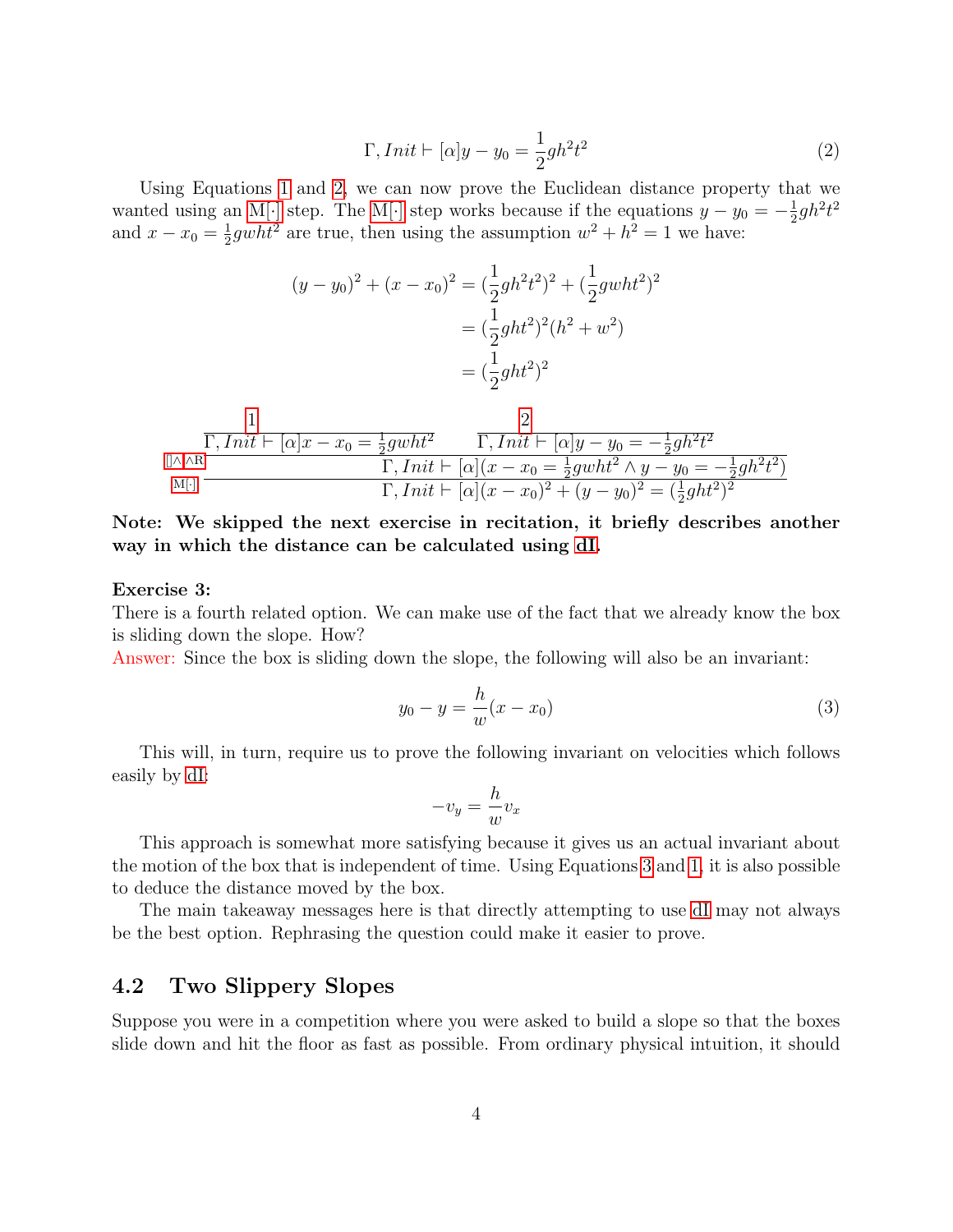$$\Gamma, Init \vdash [\alpha] y - y_0 = \frac{1}{2} g h^2 t^2 \tag{2}$$

Using Equations 1 and 2, we can now prove the Euclidean distance property that we wanted using an M[·] step. The M[·] step works because if the equations $y - y_0 = -\frac{1}{2} g h^2 t^2$ and $x - x_0 = \frac{1}{2} g w h t^2$ are true, then using the assumption $w^2 + h^2 = 1$ we have:

$$\begin{aligned}
(y - y_0)^2 + (x - x_0)^2 &= (\frac{1}{2} g h^2 t^2)^2 + (\frac{1}{2} g w h t^2)^2 \\
&= (\frac{1}{2} g h t^2)^2 (h^2 + w^2) \\
&= (\frac{1}{2} g h t^2)^2
\end{aligned}$$

$$\dfrac{\dfrac{\dfrac{1}{\Gamma, Init \vdash [\alpha] x - x_0 = \frac{1}{2} g w h t^2} \qquad \dfrac{2}{\Gamma, Init \vdash [\alpha] y - y_0 = -\frac{1}{2} g h^2 t^2}}{\Gamma, Init \vdash [\alpha](x - x_0 = \frac{1}{2} g w h t^2 \wedge y - y_0 = -\frac{1}{2} g h^2 t^2)} {\scriptstyle []\wedge, \wedge R}}{\Gamma, Init \vdash [\alpha](x - x_0)^2 + (y - y_0)^2 = (\frac{1}{2} g h t^2)^2} {\scriptstyle M[\cdot]}$$

**Note: We skipped the next exercise in recitation, it briefly describes another way in which the distance can be calculated using dI.**

**Exercise 3:**
There is a fourth related option. We can make use of the fact that we already know the box is sliding down the slope. How?
Answer: Since the box is sliding down the slope, the following will also be an invariant:

$$y_0 - y = \frac{h}{w}(x - x_0) \tag{3}$$

This will, in turn, require us to prove the following invariant on velocities which follows easily by dI:

$$-v_y = \frac{h}{w} v_x$$

This approach is somewhat more satisfying because it gives us an actual invariant about the motion of the box that is independent of time. Using Equations 3 and 1, it is also possible to deduce the distance moved by the box.

The main takeaway messages here is that directly attempting to use dI may not always be the best option. Rephrasing the question could make it easier to prove.

## 4.2 Two Slippery Slopes

Suppose you were in a competition where you were asked to build a slope so that the boxes slide down and hit the floor as fast as possible. From ordinary physical intuition, it should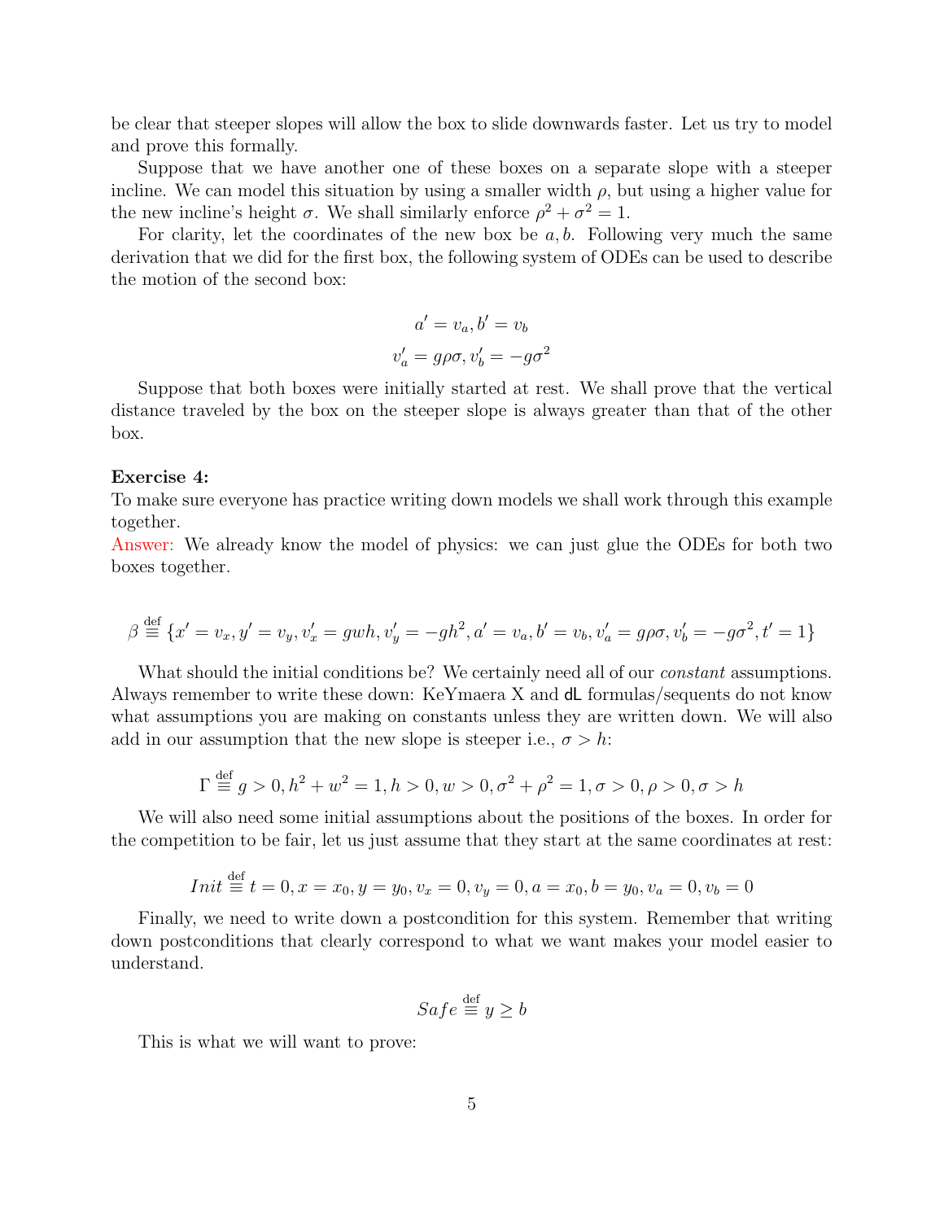be clear that steeper slopes will allow the box to slide downwards faster. Let us try to model and prove this formally.

Suppose that we have another one of these boxes on a separate slope with a steeper incline. We can model this situation by using a smaller width $\rho$, but using a higher value for the new incline's height $\sigma$. We shall similarly enforce $\rho^2 + \sigma^2 = 1$.

For clarity, let the coordinates of the new box be $a, b$. Following very much the same derivation that we did for the first box, the following system of ODEs can be used to describe the motion of the second box:

$$a' = v_a, b' = v_b$$
$$v_a' = g\rho\sigma, v_b' = -g\sigma^2$$

Suppose that both boxes were initially started at rest. We shall prove that the vertical distance traveled by the box on the steeper slope is always greater than that of the other box.

**Exercise 4:**
To make sure everyone has practice writing down models we shall work through this example together.
Answer: We already know the model of physics: we can just glue the ODEs for both two boxes together.

$$\beta \stackrel{\text{def}}{\equiv} \{x' = v_x, y' = v_y, v_x' = gwh, v_y' = -gh^2, a' = v_a, b' = v_b, v_a' = g\rho\sigma, v_b' = -g\sigma^2, t' = 1\}$$

What should the initial conditions be? We certainly need all of our *constant* assumptions. Always remember to write these down: KeYmaera X and dL formulas/sequents do not know what assumptions you are making on constants unless they are written down. We will also add in our assumption that the new slope is steeper i.e., $\sigma > h$:

$$\Gamma \stackrel{\text{def}}{\equiv} g > 0, h^2 + w^2 = 1, h > 0, w > 0, \sigma^2 + \rho^2 = 1, \sigma > 0, \rho > 0, \sigma > h$$

We will also need some initial assumptions about the positions of the boxes. In order for the competition to be fair, let us just assume that they start at the same coordinates at rest:

$$Init \stackrel{\text{def}}{\equiv} t = 0, x = x_0, y = y_0, v_x = 0, v_y = 0, a = x_0, b = y_0, v_a = 0, v_b = 0$$

Finally, we need to write down a postcondition for this system. Remember that writing down postconditions that clearly correspond to what we want makes your model easier to understand.

$$Safe \stackrel{\text{def}}{\equiv} y \geq b$$

This is what we will want to prove: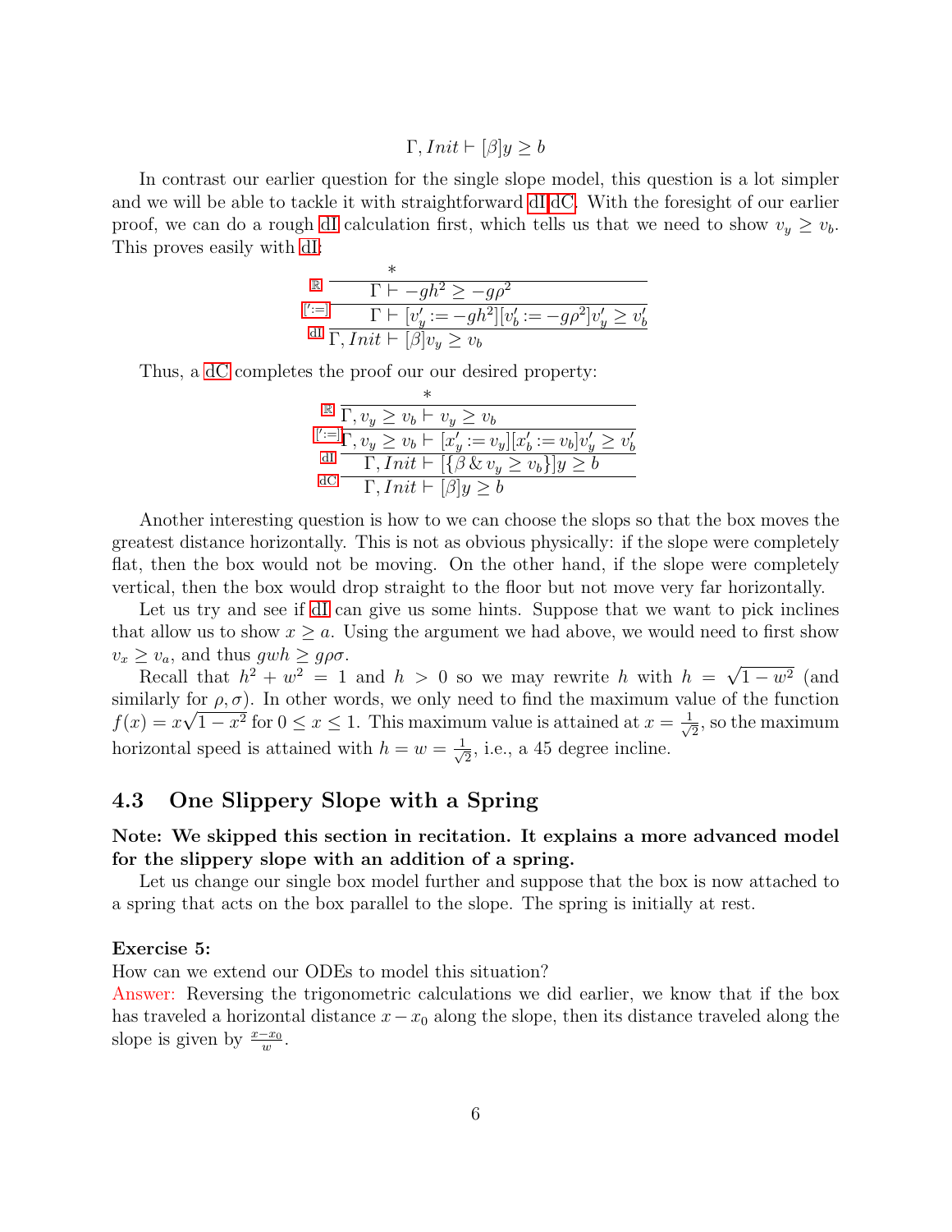$$\Gamma, Init \vdash [\beta] y \geq b$$

In contrast our earlier question for the single slope model, this question is a lot simpler and we will be able to tackle it with straightforward dI,dC. With the foresight of our earlier proof, we can do a rough dI calculation first, which tells us that we need to show $v_y \geq v_b$. This proves easily with dI:

$$
\dfrac{\dfrac{\dfrac{*}{\Gamma \vdash -gh^2 \geq -g\rho^2}\ \mathbb{R}}{\Gamma \vdash [v_y' := -gh^2][v_b' := -g\rho^2] v_y' \geq v_b'}\ [':=]}{\Gamma, Init \vdash [\beta] v_y \geq v_b}\ \text{dI}
$$

Thus, a dC completes the proof our our desired property:

$$
\dfrac{\dfrac{\dfrac{\dfrac{*}{\Gamma, v_y \geq v_b \vdash v_y \geq v_b}\ \mathbb{R}}{\Gamma, v_y \geq v_b \vdash [x_y' := v_y][x_b' := v_b] v_y' \geq v_b'}\ [':=]}{\Gamma, Init \vdash [\{\beta \,\&\, v_y \geq v_b\}] y \geq b}\ \text{dI}}{\Gamma, Init \vdash [\beta] y \geq b}\ \text{dC}
$$

Another interesting question is how to we can choose the slops so that the box moves the greatest distance horizontally. This is not as obvious physically: if the slope were completely flat, then the box would not be moving. On the other hand, if the slope were completely vertical, then the box would drop straight to the floor but not move very far horizontally.

Let us try and see if dI can give us some hints. Suppose that we want to pick inclines that allow us to show $x \geq a$. Using the argument we had above, we would need to first show $v_x \geq v_a$, and thus $gwh \geq g\rho\sigma$.

Recall that $h^2 + w^2 = 1$ and $h > 0$ so we may rewrite $h$ with $h = \sqrt{1 - w^2}$ (and similarly for $\rho, \sigma$). In other words, we only need to find the maximum value of the function $f(x) = x\sqrt{1 - x^2}$ for $0 \leq x \leq 1$. This maximum value is attained at $x = \frac{1}{\sqrt{2}}$, so the maximum horizontal speed is attained with $h = w = \frac{1}{\sqrt{2}}$, i.e., a 45 degree incline.

## 4.3 One Slippery Slope with a Spring

**Note: We skipped this section in recitation. It explains a more advanced model for the slippery slope with an addition of a spring.**

Let us change our single box model further and suppose that the box is now attached to a spring that acts on the box parallel to the slope. The spring is initially at rest.

**Exercise 5:**

How can we extend our ODEs to model this situation?

Answer: Reversing the trigonometric calculations we did earlier, we know that if the box has traveled a horizontal distance $x - x_0$ along the slope, then its distance traveled along the slope is given by $\frac{x - x_0}{w}$.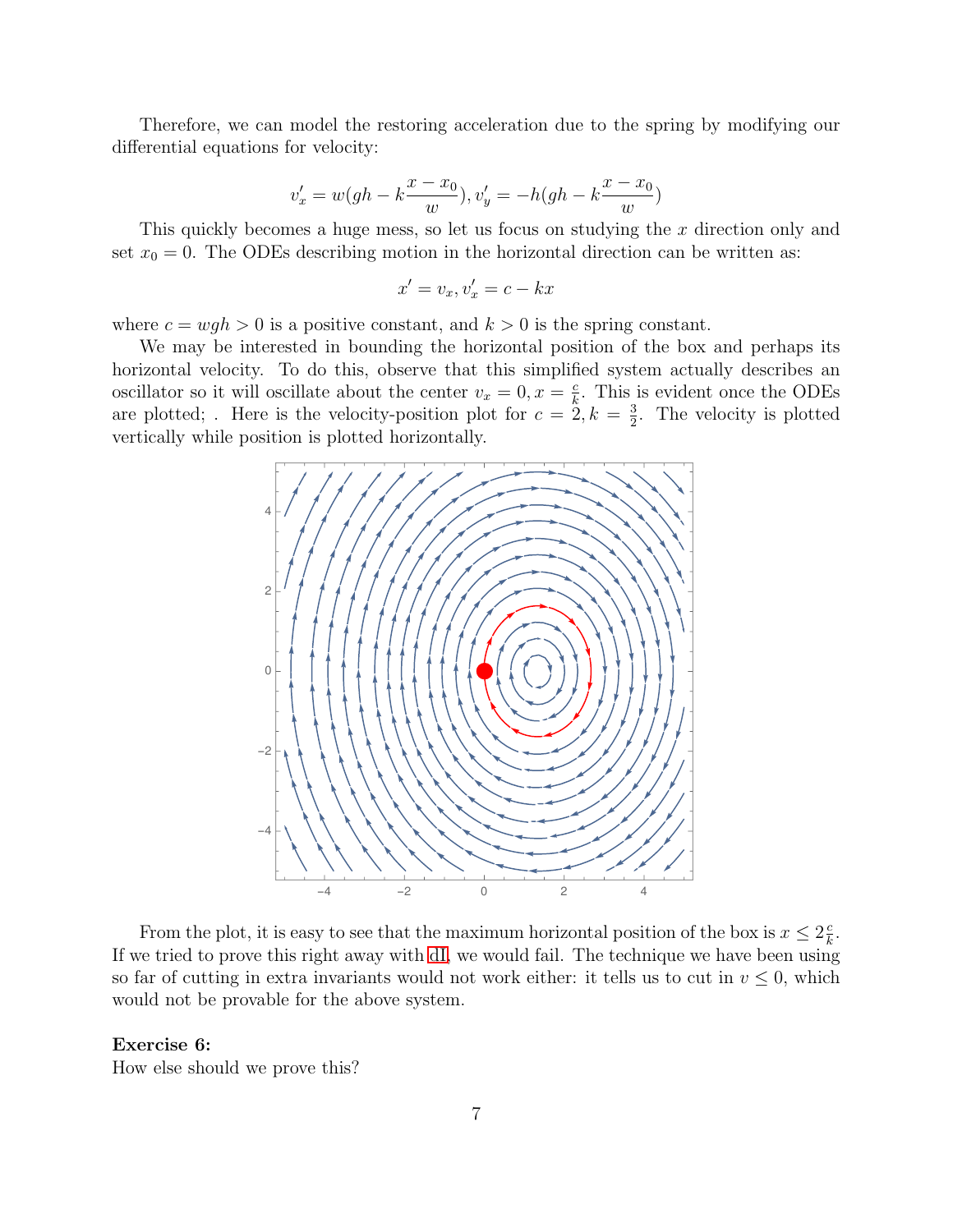Therefore, we can model the restoring acceleration due to the spring by modifying our differential equations for velocity:

$$v_x' = w(gh - k\frac{x - x_0}{w}), v_y' = -h(gh - k\frac{x - x_0}{w})$$

This quickly becomes a huge mess, so let us focus on studying the $x$ direction only and set $x_0 = 0$. The ODEs describing motion in the horizontal direction can be written as:

$$x' = v_x, v_x' = c - kx$$

where $c = wgh > 0$ is a positive constant, and $k > 0$ is the spring constant.

We may be interested in bounding the horizontal position of the box and perhaps its horizontal velocity. To do this, observe that this simplified system actually describes an oscillator so it will oscillate about the center $v_x = 0, x = \frac{c}{k}$. This is evident once the ODEs are plotted; . Here is the velocity-position plot for $c = 2, k = \frac{3}{2}$. The velocity is plotted vertically while position is plotted horizontally.

From the plot, it is easy to see that the maximum horizontal position of the box is $x \leq 2\frac{c}{k}$. If we tried to prove this right away with dI, we would fail. The technique we have been using so far of cutting in extra invariants would not work either: it tells us to cut in $v \leq 0$, which would not be provable for the above system.

**Exercise 6:**
How else should we prove this?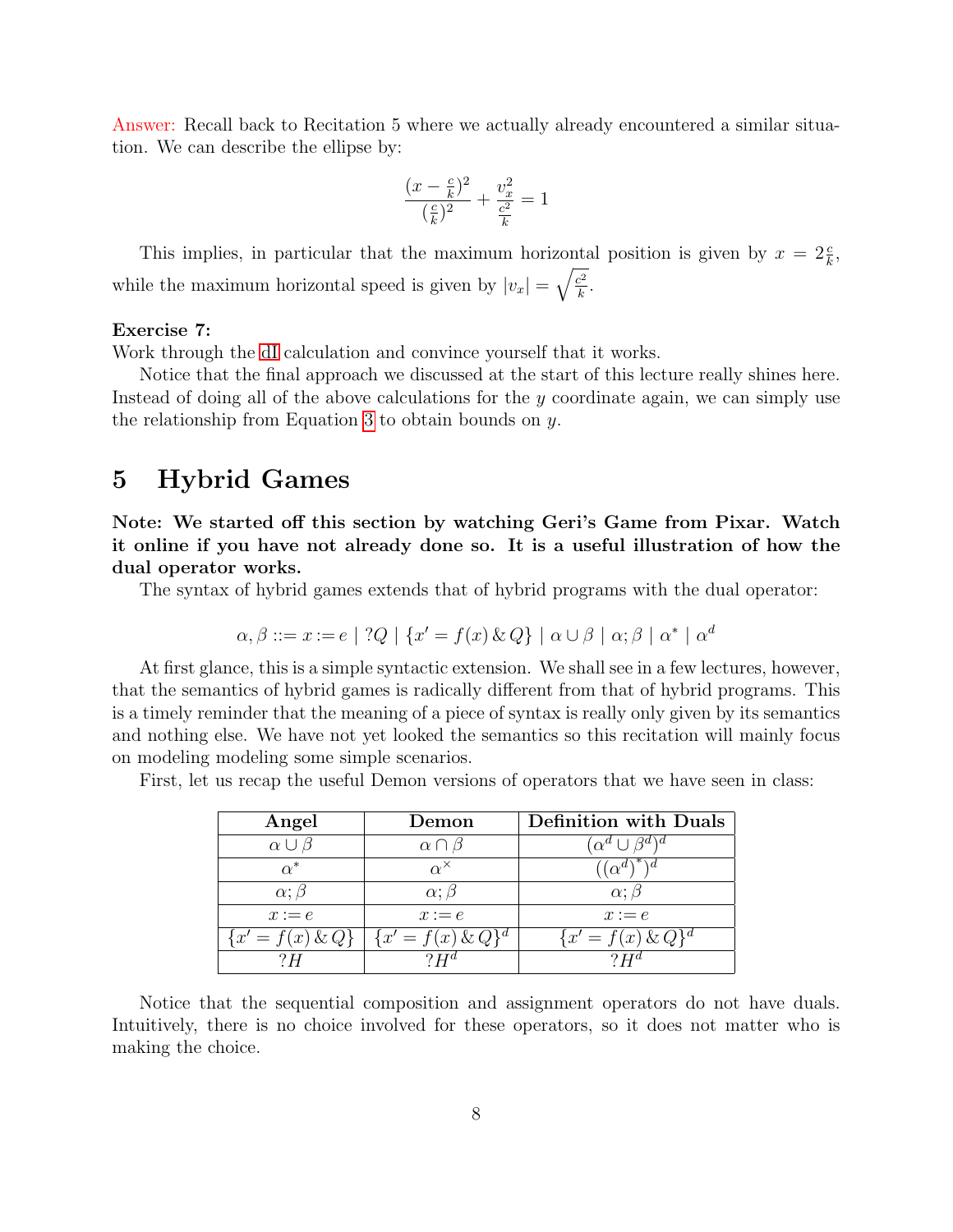Answer: Recall back to Recitation 5 where we actually already encountered a similar situation. We can describe the ellipse by:

$$\frac{(x - \frac{c}{k})^2}{(\frac{c}{k})^2} + \frac{v_x^2}{\frac{c^2}{k}} = 1$$

This implies, in particular that the maximum horizontal position is given by $x = 2\frac{c}{k}$, while the maximum horizontal speed is given by $|v_x| = \sqrt{\frac{c^2}{k}}$.

**Exercise 7:**
Work through the dI calculation and convince yourself that it works.

Notice that the final approach we discussed at the start of this lecture really shines here. Instead of doing all of the above calculations for the $y$ coordinate again, we can simply use the relationship from Equation 3 to obtain bounds on $y$.

## 5 Hybrid Games

**Note: We started off this section by watching Geri's Game from Pixar. Watch it online if you have not already done so. It is a useful illustration of how the dual operator works.**

The syntax of hybrid games extends that of hybrid programs with the dual operator:

$$\alpha, \beta ::= x := e \mid ?Q \mid \{x' = f(x) \,\&\, Q\} \mid \alpha \cup \beta \mid \alpha ; \beta \mid \alpha^* \mid \alpha^d$$

At first glance, this is a simple syntactic extension. We shall see in a few lectures, however, that the semantics of hybrid games is radically different from that of hybrid programs. This is a timely reminder that the meaning of a piece of syntax is really only given by its semantics and nothing else. We have not yet looked the semantics so this recitation will mainly focus on modeling modeling some simple scenarios.

First, let us recap the useful Demon versions of operators that we have seen in class:

| Angel | Demon | Definition with Duals |
|---|---|---|
| $\alpha \cup \beta$ | $\alpha \cap \beta$ | $(\alpha^d \cup \beta^d)^d$ |
| $\alpha^*$ | $\alpha^\times$ | $((\alpha^d)^*)^d$ |
| $\alpha;\beta$ | $\alpha;\beta$ | $\alpha;\beta$ |
| $x := e$ | $x := e$ | $x := e$ |
| $\{x' = f(x) \,\&\, Q\}$ | $\{x' = f(x) \,\&\, Q\}^d$ | $\{x' = f(x) \,\&\, Q\}^d$ |
| $?H$ | $?H^d$ | $?H^d$ |

Notice that the sequential composition and assignment operators do not have duals. Intuitively, there is no choice involved for these operators, so it does not matter who is making the choice.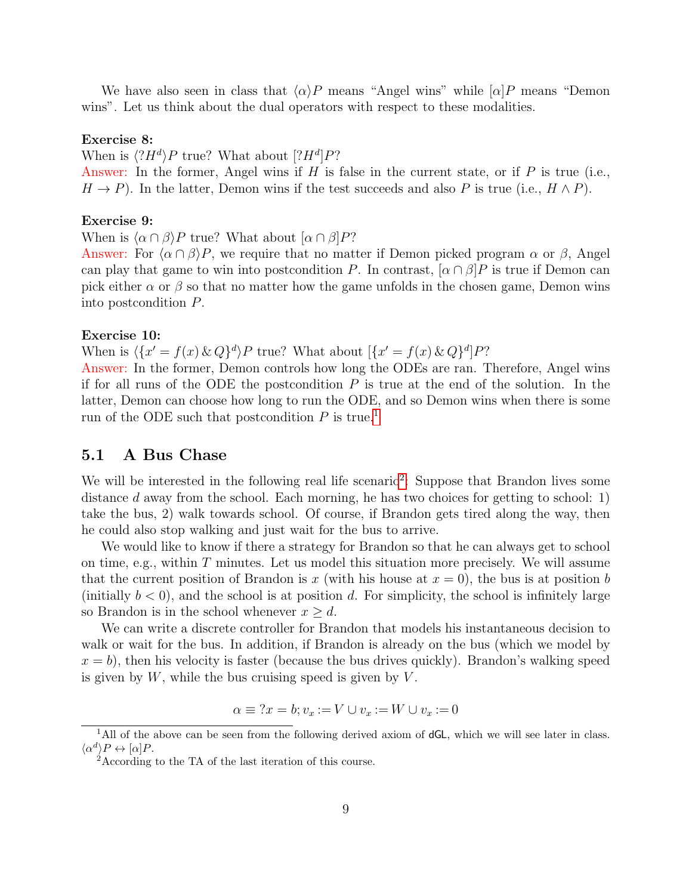We have also seen in class that $\langle\alpha\rangle P$ means "Angel wins" while $[\alpha]P$ means "Demon wins". Let us think about the dual operators with respect to these modalities.

**Exercise 8:**
When is $\langle ?H^d \rangle P$ true? What about $[?H^d]P$?
Answer: In the former, Angel wins if $H$ is false in the current state, or if $P$ is true (i.e., $H \to P$). In the latter, Demon wins if the test succeeds and also $P$ is true (i.e., $H \wedge P$).

**Exercise 9:**
When is $\langle \alpha \cap \beta \rangle P$ true? What about $[\alpha \cap \beta]P$?
Answer: For $\langle \alpha \cap \beta \rangle P$, we require that no matter if Demon picked program $\alpha$ or $\beta$, Angel can play that game to win into postcondition $P$. In contrast, $[\alpha \cap \beta]P$ is true if Demon can pick either $\alpha$ or $\beta$ so that no matter how the game unfolds in the chosen game, Demon wins into postcondition $P$.

**Exercise 10:**
When is $\langle \{x' = f(x) \,\&\, Q\}^d \rangle P$ true? What about $[\{x' = f(x) \,\&\, Q\}^d]P$?
Answer: In the former, Demon controls how long the ODEs are ran. Therefore, Angel wins if for all runs of the ODE the postcondition $P$ is true at the end of the solution. In the latter, Demon can choose how long to run the ODE, and so Demon wins when there is some run of the ODE such that postcondition $P$ is true.[1]

## 5.1 A Bus Chase

We will be interested in the following real life scenario[2]: Suppose that Brandon lives some distance $d$ away from the school. Each morning, he has two choices for getting to school: 1) take the bus, 2) walk towards school. Of course, if Brandon gets tired along the way, then he could also stop walking and just wait for the bus to arrive.

We would like to know if there a strategy for Brandon so that he can always get to school on time, e.g., within $T$ minutes. Let us model this situation more precisely. We will assume that the current position of Brandon is $x$ (with his house at $x = 0$), the bus is at position $b$ (initially $b < 0$), and the school is at position $d$. For simplicity, the school is infinitely large so Brandon is in the school whenever $x \geq d$.

We can write a discrete controller for Brandon that models his instantaneous decision to walk or wait for the bus. In addition, if Brandon is already on the bus (which we model by $x = b$), then his velocity is faster (because the bus drives quickly). Brandon's walking speed is given by $W$, while the bus cruising speed is given by $V$.

$$\alpha \equiv ?x = b; v_x := V \cup v_x := W \cup v_x := 0$$

[1] All of the above can be seen from the following derived axiom of dGL, which we will see later in class. $\langle \alpha^d \rangle P \leftrightarrow [\alpha]P$.

[2] According to the TA of the last iteration of this course.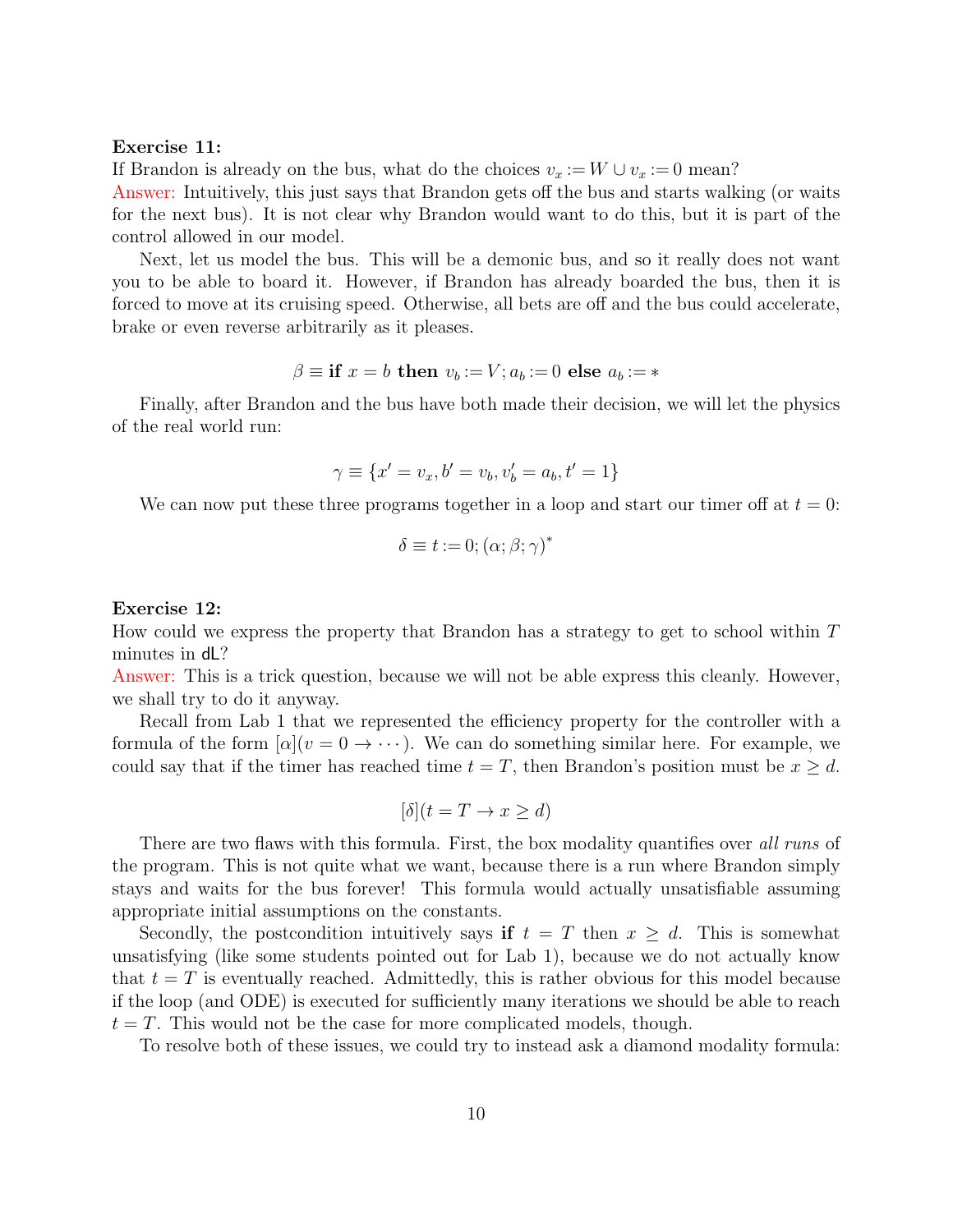**Exercise 11:**
If Brandon is already on the bus, what do the choices $v_x := W \cup v_x := 0$ mean?
Answer: Intuitively, this just says that Brandon gets off the bus and starts walking (or waits for the next bus). It is not clear why Brandon would want to do this, but it is part of the control allowed in our model.

Next, let us model the bus. This will be a demonic bus, and so it really does not want you to be able to board it. However, if Brandon has already boarded the bus, then it is forced to move at its cruising speed. Otherwise, all bets are off and the bus could accelerate, brake or even reverse arbitrarily as it pleases.

$$\beta \equiv \textbf{if } x = b \textbf{ then } v_b := V; a_b := 0 \textbf{ else } a_b := *$$

Finally, after Brandon and the bus have both made their decision, we will let the physics of the real world run:

$$\gamma \equiv \{x' = v_x, b' = v_b, v_b' = a_b, t' = 1\}$$

We can now put these three programs together in a loop and start our timer off at $t = 0$:

$$\delta \equiv t := 0; (\alpha; \beta; \gamma)^*$$

**Exercise 12:**
How could we express the property that Brandon has a strategy to get to school within $T$ minutes in dL?
Answer: This is a trick question, because we will not be able express this cleanly. However, we shall try to do it anyway.

Recall from Lab 1 that we represented the efficiency property for the controller with a formula of the form $[\alpha](v = 0 \to \cdots)$. We can do something similar here. For example, we could say that if the timer has reached time $t = T$, then Brandon's position must be $x \geq d$.

$$[\delta](t = T \to x \geq d)$$

There are two flaws with this formula. First, the box modality quantifies over *all runs* of the program. This is not quite what we want, because there is a run where Brandon simply stays and waits for the bus forever! This formula would actually unsatisfiable assuming appropriate initial assumptions on the constants.

Secondly, the postcondition intuitively says **if** $t = T$ then $x \geq d$. This is somewhat unsatisfying (like some students pointed out for Lab 1), because we do not actually know that $t = T$ is eventually reached. Admittedly, this is rather obvious for this model because if the loop (and ODE) is executed for sufficiently many iterations we should be able to reach $t = T$. This would not be the case for more complicated models, though.

To resolve both of these issues, we could try to instead ask a diamond modality formula: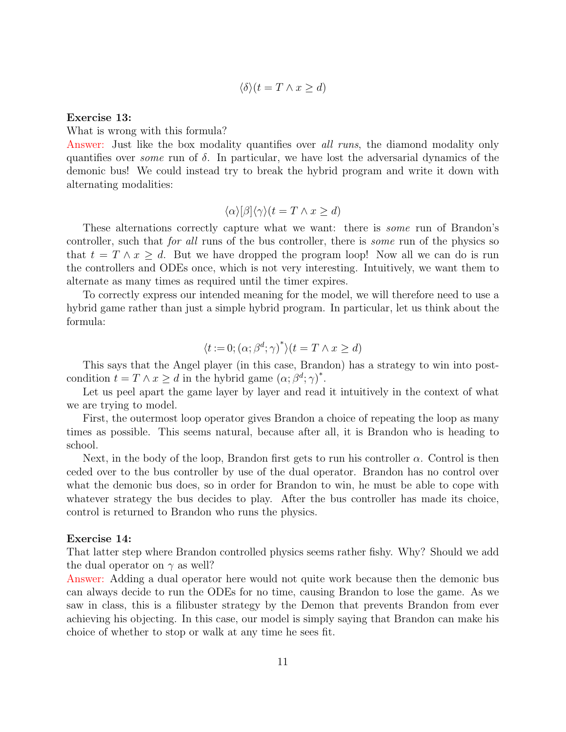$$\langle \delta \rangle (t = T \land x \geq d)$$

**Exercise 13:**
What is wrong with this formula?
Answer: Just like the box modality quantifies over *all runs*, the diamond modality only quantifies over *some* run of $\delta$. In particular, we have lost the adversarial dynamics of the demonic bus! We could instead try to break the hybrid program and write it down with alternating modalities:

$$\langle \alpha \rangle [\beta] \langle \gamma \rangle (t = T \land x \geq d)$$

These alternations correctly capture what we want: there is *some* run of Brandon's controller, such that *for all* runs of the bus controller, there is *some* run of the physics so that $t = T \land x \geq d$. But we have dropped the program loop! Now all we can do is run the controllers and ODEs once, which is not very interesting. Intuitively, we want them to alternate as many times as required until the timer expires.

To correctly express our intended meaning for the model, we will therefore need to use a hybrid game rather than just a simple hybrid program. In particular, let us think about the formula:

$$\langle t := 0; (\alpha; \beta^d; \gamma)^* \rangle (t = T \land x \geq d)$$

This says that the Angel player (in this case, Brandon) has a strategy to win into post-condition $t = T \land x \geq d$ in the hybrid game $(\alpha; \beta^d; \gamma)^*$.

Let us peel apart the game layer by layer and read it intuitively in the context of what we are trying to model.

First, the outermost loop operator gives Brandon a choice of repeating the loop as many times as possible. This seems natural, because after all, it is Brandon who is heading to school.

Next, in the body of the loop, Brandon first gets to run his controller $\alpha$. Control is then ceded over to the bus controller by use of the dual operator. Brandon has no control over what the demonic bus does, so in order for Brandon to win, he must be able to cope with whatever strategy the bus decides to play. After the bus controller has made its choice, control is returned to Brandon who runs the physics.

**Exercise 14:**
That latter step where Brandon controlled physics seems rather fishy. Why? Should we add the dual operator on $\gamma$ as well?
Answer: Adding a dual operator here would not quite work because then the demonic bus can always decide to run the ODEs for no time, causing Brandon to lose the game. As we saw in class, this is a filibuster strategy by the Demon that prevents Brandon from ever achieving his objecting. In this case, our model is simply saying that Brandon can make his choice of whether to stop or walk at any time he sees fit.